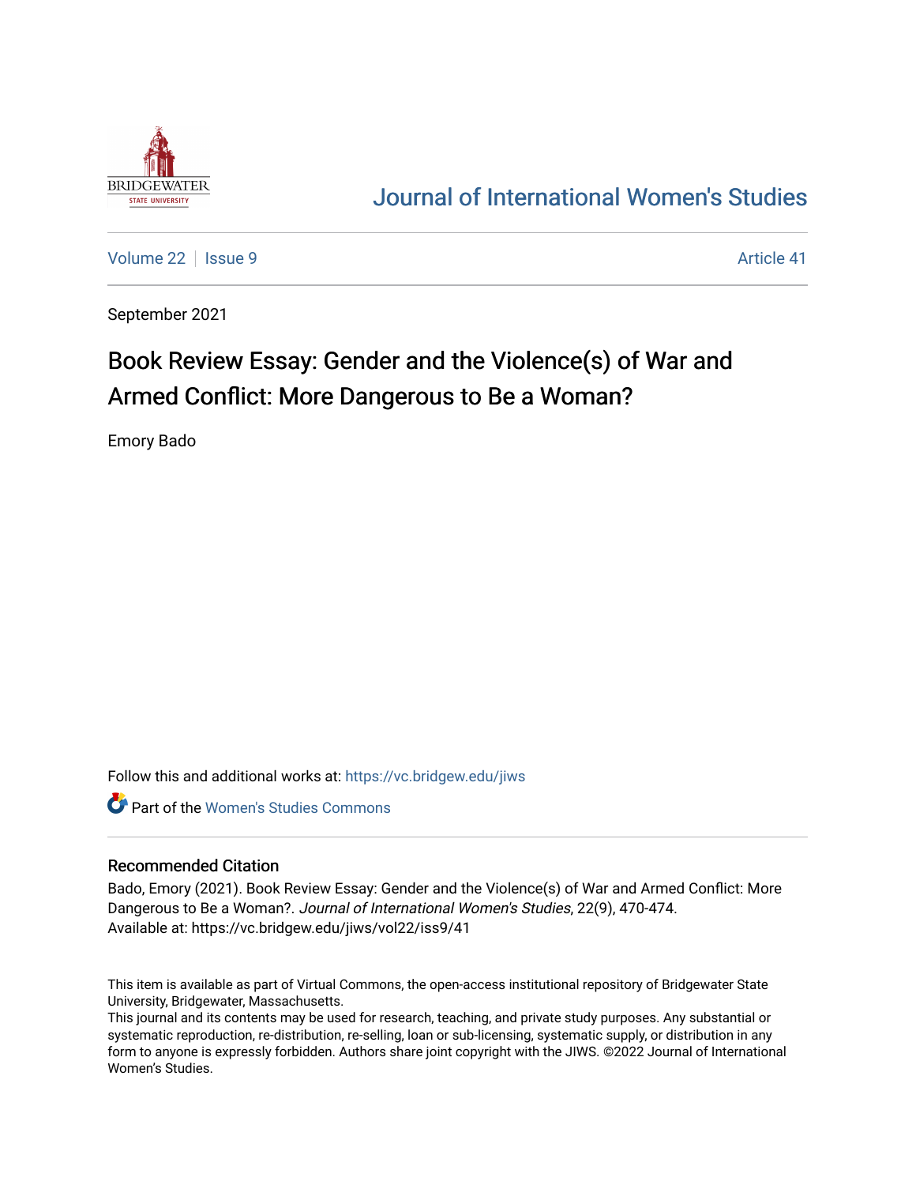# Journal of International Women's Studies

Volume 22 | Issue 9 | Article 41

September 2021

## Book Review Essay: Gender and the Violence(s) of War and Armed Conflict: More Dangerous to Be a Woman?

Emory Bado

Follow this and additional works at: https://vc.bridgew.edu/jiws

Part of the Women's Studies Commons

### Recommended Citation

Bado, Emory (2021). Book Review Essay: Gender and the Violence(s) of War and Armed Conflict: More Dangerous to Be a Woman?. *Journal of International Women's Studies*, 22(9), 470-474.
Available at: https://vc.bridgew.edu/jiws/vol22/iss9/41

This item is available as part of Virtual Commons, the open-access institutional repository of Bridgewater State University, Bridgewater, Massachusetts.
This journal and its contents may be used for research, teaching, and private study purposes. Any substantial or systematic reproduction, re-distribution, re-selling, loan or sub-licensing, systematic supply, or distribution in any form to anyone is expressly forbidden. Authors share joint copyright with the JIWS. ©2022 Journal of International Women's Studies.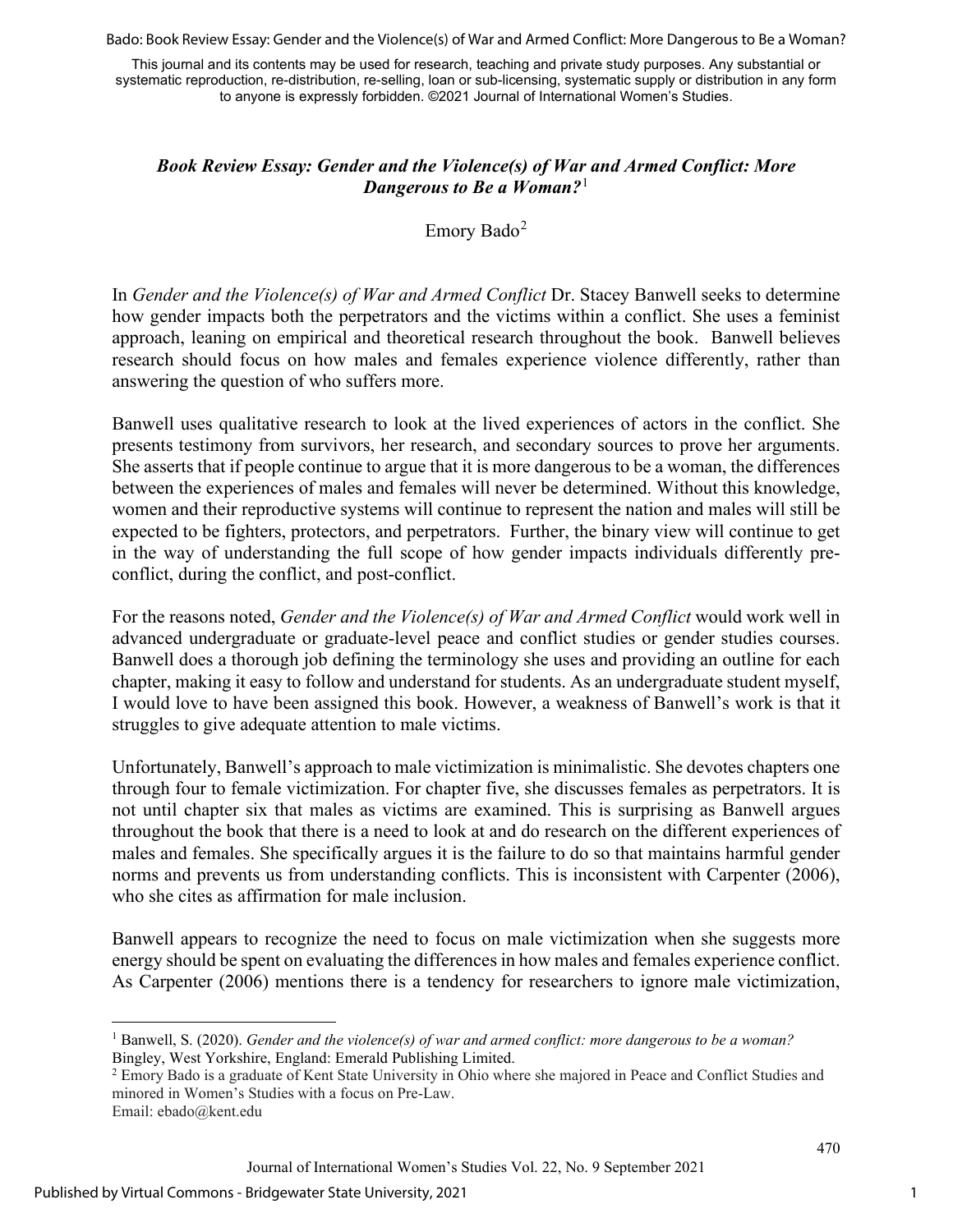This journal and its contents may be used for research, teaching and private study purposes. Any substantial or systematic reproduction, re-distribution, re-selling, loan or sub-licensing, systematic supply or distribution in any form to anyone is expressly forbidden. ©2021 Journal of International Women's Studies.

# *Book Review Essay: Gender and the Violence(s) of War and Armed Conflict: More Dangerous to Be a Woman?*[1]

Emory Bado[2]

In *Gender and the Violence(s) of War and Armed Conflict* Dr. Stacey Banwell seeks to determine how gender impacts both the perpetrators and the victims within a conflict. She uses a feminist approach, leaning on empirical and theoretical research throughout the book. Banwell believes research should focus on how males and females experience violence differently, rather than answering the question of who suffers more.

Banwell uses qualitative research to look at the lived experiences of actors in the conflict. She presents testimony from survivors, her research, and secondary sources to prove her arguments. She asserts that if people continue to argue that it is more dangerous to be a woman, the differences between the experiences of males and females will never be determined. Without this knowledge, women and their reproductive systems will continue to represent the nation and males will still be expected to be fighters, protectors, and perpetrators. Further, the binary view will continue to get in the way of understanding the full scope of how gender impacts individuals differently pre-conflict, during the conflict, and post-conflict.

For the reasons noted, *Gender and the Violence(s) of War and Armed Conflict* would work well in advanced undergraduate or graduate-level peace and conflict studies or gender studies courses. Banwell does a thorough job defining the terminology she uses and providing an outline for each chapter, making it easy to follow and understand for students. As an undergraduate student myself, I would love to have been assigned this book. However, a weakness of Banwell's work is that it struggles to give adequate attention to male victims.

Unfortunately, Banwell's approach to male victimization is minimalistic. She devotes chapters one through four to female victimization. For chapter five, she discusses females as perpetrators. It is not until chapter six that males as victims are examined. This is surprising as Banwell argues throughout the book that there is a need to look at and do research on the different experiences of males and females. She specifically argues it is the failure to do so that maintains harmful gender norms and prevents us from understanding conflicts. This is inconsistent with Carpenter (2006), who she cites as affirmation for male inclusion.

Banwell appears to recognize the need to focus on male victimization when she suggests more energy should be spent on evaluating the differences in how males and females experience conflict. As Carpenter (2006) mentions there is a tendency for researchers to ignore male victimization,

---

[1] Banwell, S. (2020). *Gender and the violence(s) of war and armed conflict: more dangerous to be a woman?* Bingley, West Yorkshire, England: Emerald Publishing Limited.

[2] Emory Bado is a graduate of Kent State University in Ohio where she majored in Peace and Conflict Studies and minored in Women's Studies with a focus on Pre-Law.
Email: ebado@kent.edu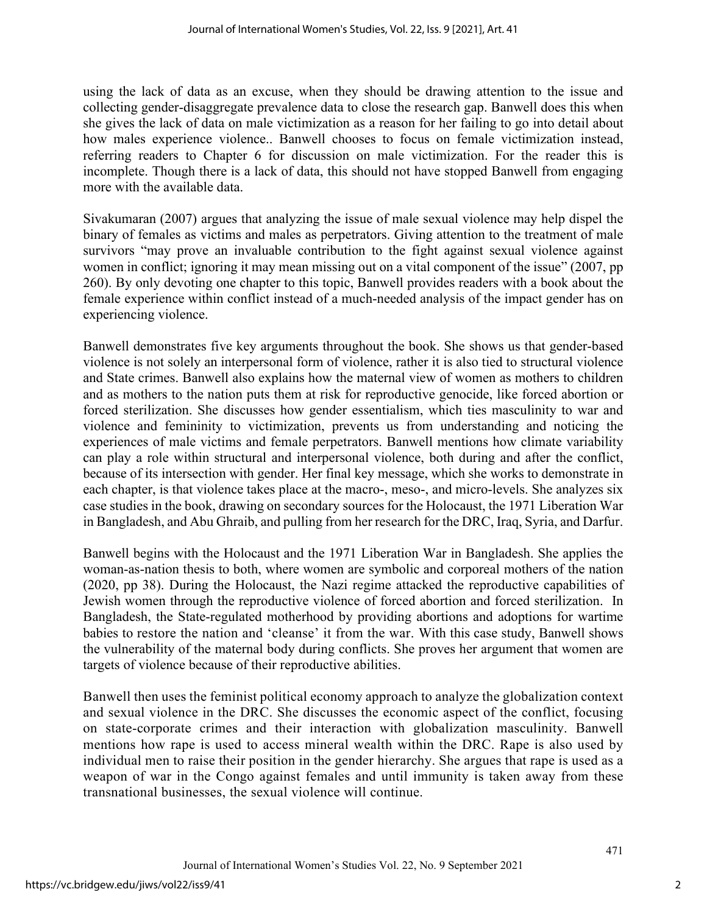using the lack of data as an excuse, when they should be drawing attention to the issue and collecting gender-disaggregate prevalence data to close the research gap. Banwell does this when she gives the lack of data on male victimization as a reason for her failing to go into detail about how males experience violence.. Banwell chooses to focus on female victimization instead, referring readers to Chapter 6 for discussion on male victimization. For the reader this is incomplete. Though there is a lack of data, this should not have stopped Banwell from engaging more with the available data.

Sivakumaran (2007) argues that analyzing the issue of male sexual violence may help dispel the binary of females as victims and males as perpetrators. Giving attention to the treatment of male survivors "may prove an invaluable contribution to the fight against sexual violence against women in conflict; ignoring it may mean missing out on a vital component of the issue" (2007, pp 260). By only devoting one chapter to this topic, Banwell provides readers with a book about the female experience within conflict instead of a much-needed analysis of the impact gender has on experiencing violence.

Banwell demonstrates five key arguments throughout the book. She shows us that gender-based violence is not solely an interpersonal form of violence, rather it is also tied to structural violence and State crimes. Banwell also explains how the maternal view of women as mothers to children and as mothers to the nation puts them at risk for reproductive genocide, like forced abortion or forced sterilization. She discusses how gender essentialism, which ties masculinity to war and violence and femininity to victimization, prevents us from understanding and noticing the experiences of male victims and female perpetrators. Banwell mentions how climate variability can play a role within structural and interpersonal violence, both during and after the conflict, because of its intersection with gender. Her final key message, which she works to demonstrate in each chapter, is that violence takes place at the macro-, meso-, and micro-levels. She analyzes six case studies in the book, drawing on secondary sources for the Holocaust, the 1971 Liberation War in Bangladesh, and Abu Ghraib, and pulling from her research for the DRC, Iraq, Syria, and Darfur.

Banwell begins with the Holocaust and the 1971 Liberation War in Bangladesh. She applies the woman-as-nation thesis to both, where women are symbolic and corporeal mothers of the nation (2020, pp 38). During the Holocaust, the Nazi regime attacked the reproductive capabilities of Jewish women through the reproductive violence of forced abortion and forced sterilization. In Bangladesh, the State-regulated motherhood by providing abortions and adoptions for wartime babies to restore the nation and 'cleanse' it from the war. With this case study, Banwell shows the vulnerability of the maternal body during conflicts. She proves her argument that women are targets of violence because of their reproductive abilities.

Banwell then uses the feminist political economy approach to analyze the globalization context and sexual violence in the DRC. She discusses the economic aspect of the conflict, focusing on state-corporate crimes and their interaction with globalization masculinity. Banwell mentions how rape is used to access mineral wealth within the DRC. Rape is also used by individual men to raise their position in the gender hierarchy. She argues that rape is used as a weapon of war in the Congo against females and until immunity is taken away from these transnational businesses, the sexual violence will continue.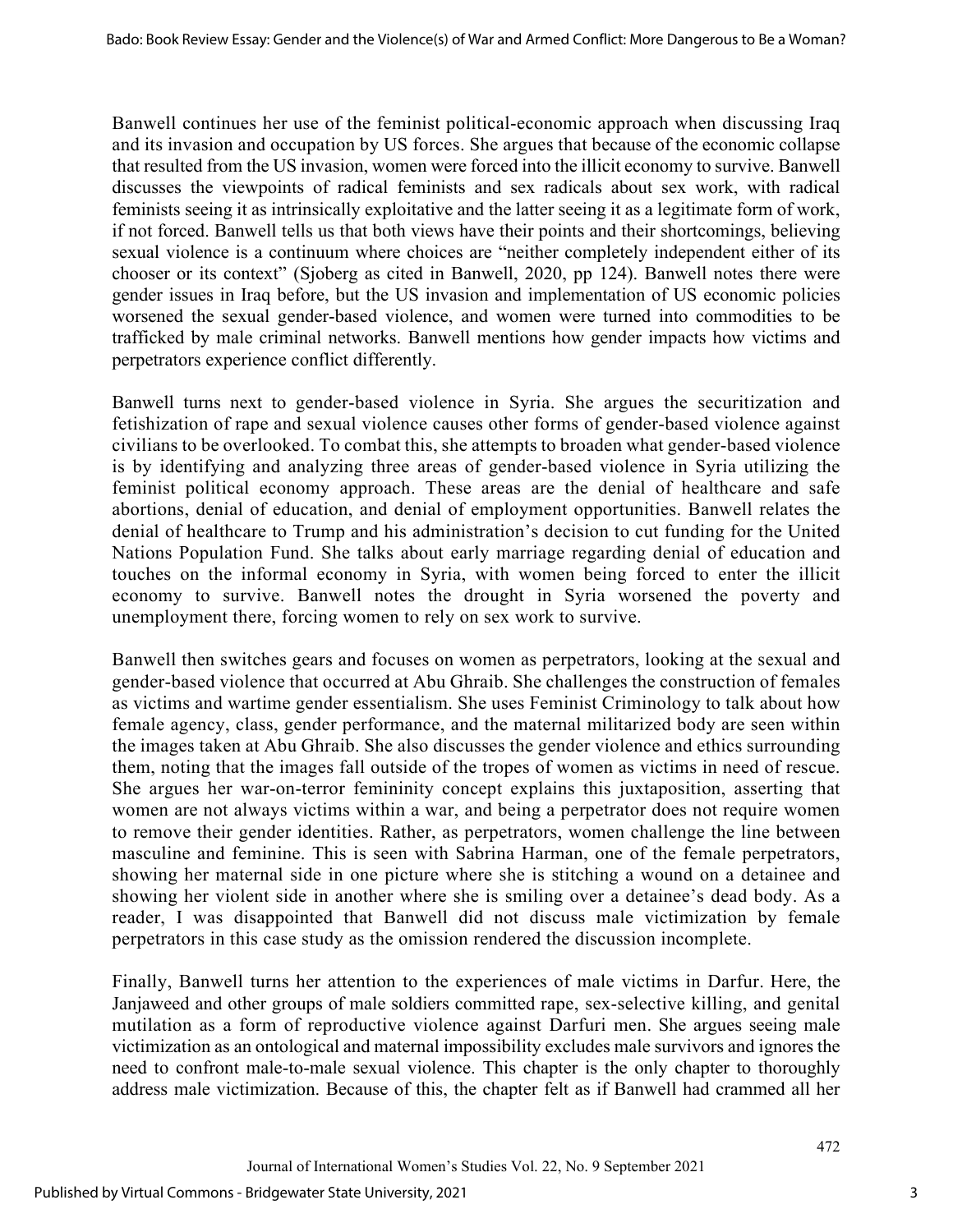Banwell continues her use of the feminist political-economic approach when discussing Iraq and its invasion and occupation by US forces. She argues that because of the economic collapse that resulted from the US invasion, women were forced into the illicit economy to survive. Banwell discusses the viewpoints of radical feminists and sex radicals about sex work, with radical feminists seeing it as intrinsically exploitative and the latter seeing it as a legitimate form of work, if not forced. Banwell tells us that both views have their points and their shortcomings, believing sexual violence is a continuum where choices are "neither completely independent either of its chooser or its context" (Sjoberg as cited in Banwell, 2020, pp 124). Banwell notes there were gender issues in Iraq before, but the US invasion and implementation of US economic policies worsened the sexual gender-based violence, and women were turned into commodities to be trafficked by male criminal networks. Banwell mentions how gender impacts how victims and perpetrators experience conflict differently.

Banwell turns next to gender-based violence in Syria. She argues the securitization and fetishization of rape and sexual violence causes other forms of gender-based violence against civilians to be overlooked. To combat this, she attempts to broaden what gender-based violence is by identifying and analyzing three areas of gender-based violence in Syria utilizing the feminist political economy approach. These areas are the denial of healthcare and safe abortions, denial of education, and denial of employment opportunities. Banwell relates the denial of healthcare to Trump and his administration's decision to cut funding for the United Nations Population Fund. She talks about early marriage regarding denial of education and touches on the informal economy in Syria, with women being forced to enter the illicit economy to survive. Banwell notes the drought in Syria worsened the poverty and unemployment there, forcing women to rely on sex work to survive.

Banwell then switches gears and focuses on women as perpetrators, looking at the sexual and gender-based violence that occurred at Abu Ghraib. She challenges the construction of females as victims and wartime gender essentialism. She uses Feminist Criminology to talk about how female agency, class, gender performance, and the maternal militarized body are seen within the images taken at Abu Ghraib. She also discusses the gender violence and ethics surrounding them, noting that the images fall outside of the tropes of women as victims in need of rescue. She argues her war-on-terror femininity concept explains this juxtaposition, asserting that women are not always victims within a war, and being a perpetrator does not require women to remove their gender identities. Rather, as perpetrators, women challenge the line between masculine and feminine. This is seen with Sabrina Harman, one of the female perpetrators, showing her maternal side in one picture where she is stitching a wound on a detainee and showing her violent side in another where she is smiling over a detainee's dead body. As a reader, I was disappointed that Banwell did not discuss male victimization by female perpetrators in this case study as the omission rendered the discussion incomplete.

Finally, Banwell turns her attention to the experiences of male victims in Darfur. Here, the Janjaweed and other groups of male soldiers committed rape, sex-selective killing, and genital mutilation as a form of reproductive violence against Darfuri men. She argues seeing male victimization as an ontological and maternal impossibility excludes male survivors and ignores the need to confront male-to-male sexual violence. This chapter is the only chapter to thoroughly address male victimization. Because of this, the chapter felt as if Banwell had crammed all her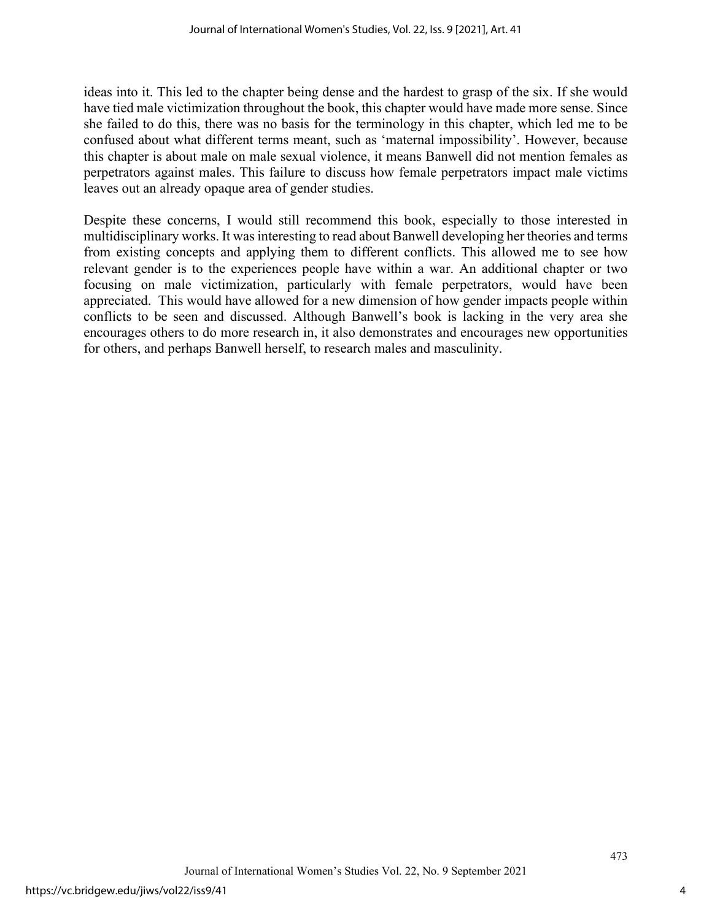ideas into it. This led to the chapter being dense and the hardest to grasp of the six. If she would have tied male victimization throughout the book, this chapter would have made more sense. Since she failed to do this, there was no basis for the terminology in this chapter, which led me to be confused about what different terms meant, such as 'maternal impossibility'. However, because this chapter is about male on male sexual violence, it means Banwell did not mention females as perpetrators against males. This failure to discuss how female perpetrators impact male victims leaves out an already opaque area of gender studies.

Despite these concerns, I would still recommend this book, especially to those interested in multidisciplinary works. It was interesting to read about Banwell developing her theories and terms from existing concepts and applying them to different conflicts. This allowed me to see how relevant gender is to the experiences people have within a war. An additional chapter or two focusing on male victimization, particularly with female perpetrators, would have been appreciated. This would have allowed for a new dimension of how gender impacts people within conflicts to be seen and discussed. Although Banwell's book is lacking in the very area she encourages others to do more research in, it also demonstrates and encourages new opportunities for others, and perhaps Banwell herself, to research males and masculinity.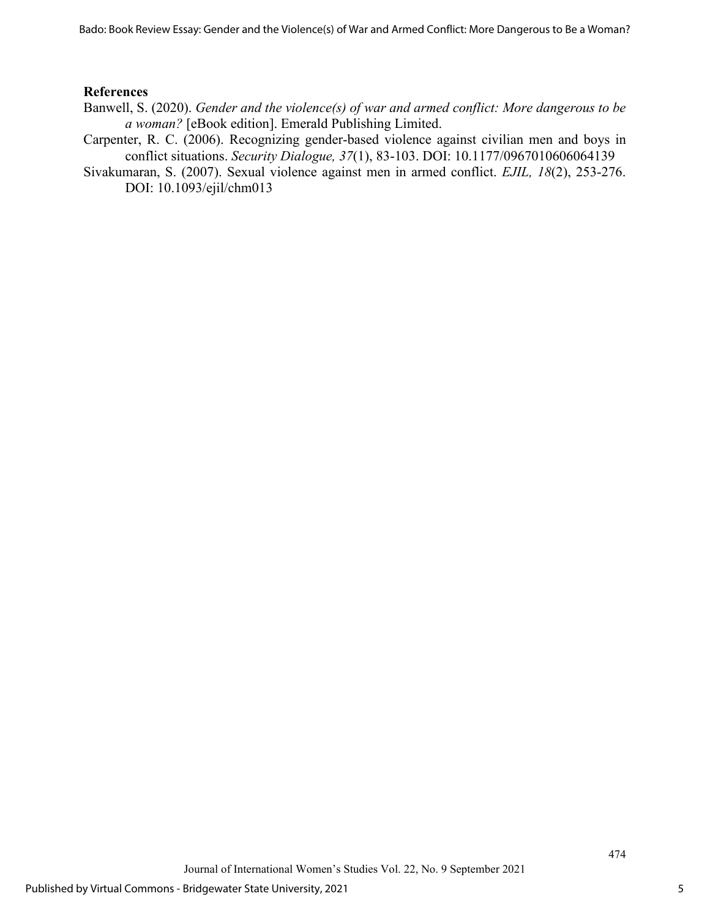## References

Banwell, S. (2020). *Gender and the violence(s) of war and armed conflict: More dangerous to be a woman?* [eBook edition]. Emerald Publishing Limited.

Carpenter, R. C. (2006). Recognizing gender-based violence against civilian men and boys in conflict situations. *Security Dialogue, 37*(1), 83-103. DOI: 10.1177/0967010606064139

Sivakumaran, S. (2007). Sexual violence against men in armed conflict. *EJIL, 18*(2), 253-276. DOI: 10.1093/ejil/chm013